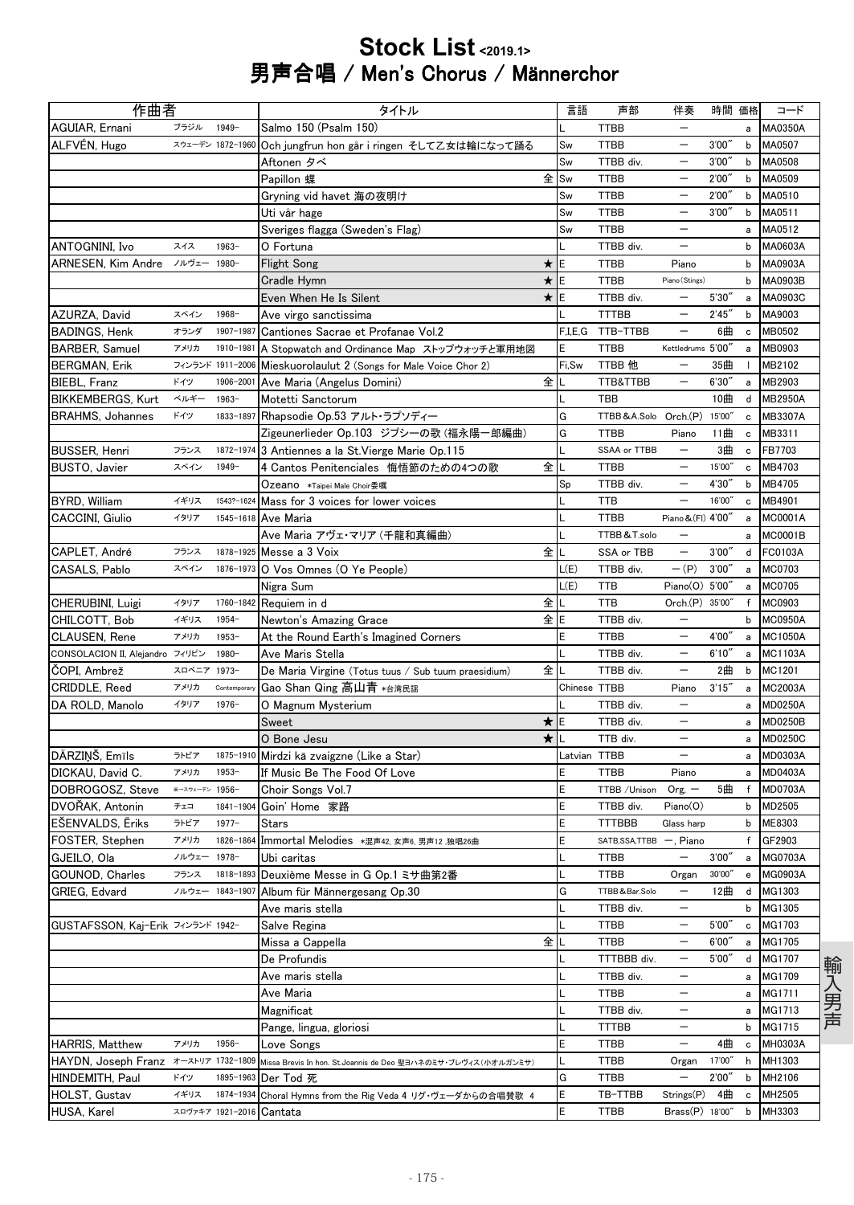# Stock List <2019.1>
## 男声合唱 / Men's Chorus / Männerchor

| 作曲者 | | | タイトル | | 言語 | 声部 | 伴奏 | 時間 | 価格 | コード |
|---|---|---|---|---|---|---|---|---|---|---|
| AGUIAR, Ernani | ブラジル | 1949- | Salmo 150 (Psalm 150) | | L | TTBB | — | | a | MA0350A |
| ALFVÉN, Hugo | スウェーデン | 1872-1960 | Och jungfrun hon går i ringen そして乙女は輪になって踊る | | Sw | TTBB | — | 3'00" | b | MA0507 |
| | | | Aftonen 夕べ | | Sw | TTBB div. | — | 3'00" | b | MA0508 |
| | | | Papillon 蝶 | 全 | Sw | TTBB | — | 2'00" | b | MA0509 |
| | | | Gryning vid havet 海の夜明け | | Sw | TTBB | — | 2'00" | b | MA0510 |
| | | | Uti vår hage | | Sw | TTBB | — | 3'00" | b | MA0511 |
| | | | Sveriges flagga (Sweden's Flag) | | Sw | TTBB | — | | a | MA0512 |
| ANTOGNINI, Ivo | スイス | 1963- | O Fortuna | | L | TTBB div. | — | | b | MA0603A |
| ARNESEN, Kim Andre | ノルウェー | 1980- | Flight Song | ★ | E | TTBB | Piano | | b | MA0903A |
| | | | Cradle Hymn | ★ | E | TTBB | Piano (Stings) | | b | MA0903B |
| | | | Even When He Is Silent | ★ | E | TTBB div. | — | 5'30" | a | MA0903C |
| AZURZA, David | スペイン | 1968- | Ave virgo sanctissima | | L | TTTBB | — | 2'45" | b | MA9003 |
| BADINGS, Henk | オランダ | 1907-1987 | Cantiones Sacrae et Profanae Vol.2 | | F,I,E,G | TTB-TTBB | — | 6曲 | c | MB0502 |
| BARBER, Samuel | アメリカ | 1910-1981 | A Stopwatch and Ordinance Map ストップウォッチと軍用地図 | | E | TTBB | Kettledrums | 5'00" | a | MB0903 |
| BERGMAN, Erik | フィンランド | 1911-2006 | Mieskuorolaulut 2 (Songs for Male Voice Chor 2) | | Fi,Sw | TTBB 他 | — | 35曲 | l | MB2102 |
| BIEBL, Franz | ドイツ | 1906-2001 | Ave Maria (Angelus Domini) | 全 | L | TTB&TTBB | — | 6'30" | a | MB2903 |
| BIKKEMBERGS, Kurt | ベルギー | 1963- | Motetti Sanctorum | | L | TBB | | 10曲 | d | MB2950A |
| BRAHMS, Johannes | ドイツ | 1833-1897 | Rhapsodie Op.53 アルト・ラプソディー | | G | TTBB&A.Solo | Orch.(P) | 15'00" | c | MB3307A |
| | | | Zigeunerlieder Op.103 ジプシーの歌 (福永陽一郎編曲) | | G | TTBB | Piano | 11曲 | c | MB3311 |
| BUSSER, Henri | フランス | 1872-1974 | 3 Antiennes a la St.Vierge Marie Op.115 | | L | SSAA or TTBB | — | 3曲 | c | FB7703 |
| BUSTO, Javier | スペイン | 1949- | 4 Cantos Penitenciales 悔悟節のための4つの歌 | 全 | L | TTBB | — | 15'00" | c | MB4703 |
| | | | Ozeano *Taipei Male Choir委嘱 | | Sp | TTBB div. | — | 4'30" | b | MB4705 |
| BYRD, William | イギリス | 1543?-1624 | Mass for 3 voices for lower voices | | L | TTB | — | 16'00" | c | MB4901 |
| CACCINI, Giulio | イタリア | 1545-1618 | Ave Maria | | L | TTBB | Piano&(Fl) | 4'00" | a | MC0001A |
| | | | Ave Maria アヴェ・マリア (千龍和真編曲) | | L | TTBB&T.solo | — | | a | MC0001B |
| CAPLET, André | フランス | 1878-1925 | Messe a 3 Voix | 全 | L | SSA or TBB | — | 3'00" | d | FC0103A |
| CASALS, Pablo | スペイン | 1876-1973 | O Vos Omnes (O Ye People) | | L(E) | TTBB div. | —(P) | 3'00" | a | MC0703 |
| | | | Nigra Sum | | L(E) | TTB | Piano(O) | 5'00" | a | MC0705 |
| CHERUBINI, Luigi | イタリア | 1760-1842 | Requiem in d | 全 | L | TTB | Orch.(P) | 35'00" | f | MC0903 |
| CHILCOTT, Bob | イギリス | 1954- | Newton's Amazing Grace | 全 | E | TTBB div. | — | | b | MC0950A |
| CLAUSEN, Rene | アメリカ | 1953- | At the Round Earth's Imagined Corners | | E | TTBB | — | 4'00" | a | MC1050A |
| CONSOLACION II, Alejandro | フィリピン | 1980- | Ave Maris Stella | | L | TTBB div. | — | 6'10" | a | MC1103A |
| ČOPI, Ambrež | スロベニア | 1973- | De Maria Virgine (Totus tuus / Sub tuum praesidium) | 全 | L | TTBB div. | — | 2曲 | b | MC1201 |
| CRIDDLE, Reed | アメリカ | Contemporary | Gao Shan Qing 高山青 *台湾民謡 | | Chinese | TTBB | Piano | 3'15" | a | MC2003A |
| DA ROLD, Manolo | イタリア | 1976- | O Magnum Mysterium | | L | TTBB div. | — | | a | MD0250A |
| | | | Sweet | ★ | E | TTBB div. | — | | a | MD0250B |
| | | | O Bone Jesu | ★ | L | TTB div. | — | | a | MD0250C |
| DĀRZIŅŠ, Emīls | ラトビア | 1875-1910 | Mirdzi kā zvaigzne (Like a Star) | | Latvian | TTBB | — | | a | MD0303A |
| DICKAU, David C. | アメリカ | 1953- | If Music Be The Food Of Love | | E | TTBB | Piano | | a | MD0403A |
| DOBROGOSZ, Steve | 米-スウェーデン | 1956- | Choir Songs Vol.7 | | E | TTBB /Unison | Org, — | 5曲 | f | MD0703A |
| DVOŘÁK, Antonin | チェコ | 1841-1904 | Goin' Home 家路 | | E | TTBB div. | Piano(O) | | b | MD2505 |
| EŠENVALDS, Ēriks | ラトビア | 1977- | Stars | | E | TTTBBB | Glass harp | | b | ME8303 |
| FOSTER, Stephen | アメリカ | 1826-1864 | Immortal Melodies *混声42, 女声6, 男声12 ,独唱26曲 | | E | SATB,SSA,TTBB | —, Piano | | f | GF2903 |
| GJEILO, Ola | ノルウェー | 1978- | Ubi caritas | | L | TTBB | — | 3'00" | a | MG0703A |
| GOUNOD, Charles | フランス | 1818-1893 | Deuxième Messe in G Op.1 ミサ曲第2番 | | L | TTBB | Organ | 30'00" | e | MG0903A |
| GRIEG, Edvard | ノルウェー | 1843-1907 | Album für Männergesang Op.30 | | G | TTBB&Bar.Solo | — | 12曲 | d | MG1303 |
| | | | Ave maris stella | | L | TTBB div. | — | | b | MG1305 |
| GUSTAFSSON, Kaj-Erik | フィンランド | 1942- | Salve Regina | | L | TTBB | — | 5'00" | c | MG1703 |
| | | | Missa a Cappella | 全 | L | TTBB | — | 6'00" | a | MG1705 |
| | | | De Profundis | | L | TTTBBB div. | — | 5'00" | d | MG1707 |
| | | | Ave maris stella | | L | TTBB div. | — | | a | MG1709 |
| | | | Ave Maria | | L | TTBB | — | | a | MG1711 |
| | | | Magnificat | | L | TTBB div. | — | | a | MG1713 |
| | | | Pange, lingua, gloriosi | | L | TTTBB | — | | b | MG1715 |
| HARRIS, Matthew | アメリカ | 1956- | Love Songs | | E | TTBB | — | 4曲 | c | MH0303A |
| HAYDN, Joseph Franz | オーストリア | 1732-1809 | Missa Brevis In hon. St.Joannis de Deo 聖ヨハネのミサ・ブレヴィス(小オルガンミサ) | | L | TTBB | Organ | 17'00" | h | MH1303 |
| HINDEMITH, Paul | ドイツ | 1895-1963 | Der Tod 死 | | G | TTBB | — | 2'00" | b | MH2106 |
| HOLST, Gustav | イギリス | 1874-1934 | Choral Hymns from the Rig Veda 4 リグ・ヴェーダからの合唱賛歌 4 | | E | TB-TTBB | Strings(P) | 4曲 | c | MH2505 |
| HUSA, Karel | スロヴァキア | 1921-2016 | Cantata | | E | TTBB | Brass(P) | 18'00" | b | MH3303 |

輸入男声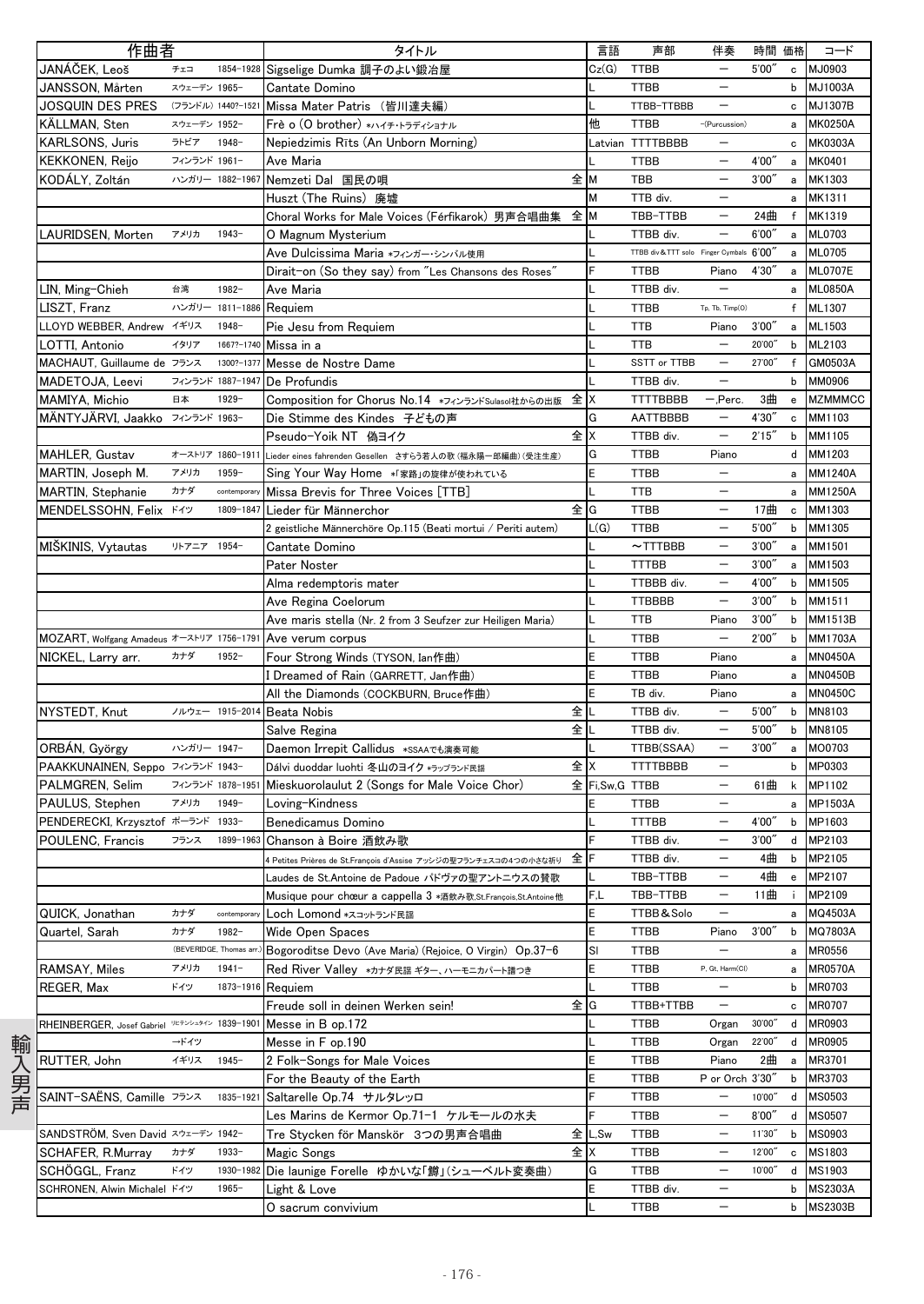| 作曲者 | | | タイトル | | 言語 | 声部 | 伴奏 | 時間 | 価格 | コード |
|---|---|---|---|---|---|---|---|---|---|---|
| JANÁČEK, Leoš | チェコ | 1854-1928 | Sigselige Dumka 調子のよい鍛冶屋 | | Cz(G) | TTBB | ー | 5'00" | c | MJ0903 |
| JANSSON, Mårten | スウェーデン | 1965- | Cantate Domino | | L | TTBB | ー | | b | MJ1003A |
| JOSQUIN DES PRES | (フランドル) | 1440?-1521 | Missa Mater Patris (皆川達夫編) | | L | TTBB-TTBBB | ー | | c | MJ1307B |
| KÄLLMAN, Sten | スウェーデン | 1952- | Frè o (O brother) *ハイチ・トラディショナル | | 他 | TTBB | -(Purcussion) | | a | MK0250A |
| KARLSONS, Juris | ラトビア | 1948- | Nepiedzimis Rīts (An Unborn Morning) | | Latvian | TTTTBBBB | ー | | c | MK0303A |
| KEKKONEN, Reijo | フィンランド | 1961- | Ave Maria | | L | TTBB | ー | 4'00" | a | MK0401 |
| KODÁLY, Zoltán | ハンガリー | 1882-1967 | Nemzeti Dal 国民の唄 | 全 | M | TBB | ー | 3'00" | a | MK1303 |
| | | | Huszt (The Ruins) 廃墟 | | M | TTB div. | ー | | a | MK1311 |
| | | | Choral Works for Male Voices (Férfikarok) 男声合唱曲集 | 全 | M | TBB-TTBB | ー | 24曲 | f | MK1319 |
| LAURIDSEN, Morten | アメリカ | 1943- | O Magnum Mysterium | | L | TTBB div. | ー | 6'00" | a | ML0703 |
| | | | Ave Dulcissima Maria *フィンガー・シンバル使用 | | L | TTBB div & TTT solo | Finger Cymbals | 6'00" | a | ML0705 |
| | | | Dirait-on (So they say) from "Les Chansons des Roses" | | F | TTBB | Piano | 4'30" | a | ML0707E |
| LIN, Ming-Chieh | 台湾 | 1982- | Ave Maria | | L | TTBB div. | ー | | a | ML0850A |
| LISZT, Franz | ハンガリー | 1811-1886 | Requiem | | L | TTBB | Tp, Tb, Timp(O) | | f | ML1307 |
| LLOYD WEBBER, Andrew | イギリス | 1948- | Pie Jesu from Requiem | | L | TTB | Piano | 3'00" | a | ML1503 |
| LOTTI, Antonio | イタリア | 1667?-1740 | Missa in a | | L | TTB | ー | 20'00" | b | ML2103 |
| MACHAUT, Guillaume de | フランス | 1300?-1377 | Messe de Nostre Dame | | L | SSTT or TTBB | ー | 27'00" | f | GM0503A |
| MADETOJA, Leevi | フィンランド | 1887-1947 | De Profundis | | L | TTBB div. | ー | | b | MM0906 |
| MAMIYA, Michio | 日本 | 1929- | Composition for Chorus No.14 *フィンランドSulasol社からの出版 | 全 | X | TTTTBBBB | ー,Perc. | 3曲 | e | MZMMMCC |
| MÄNTYJÄRVI, Jaakko | フィンランド | 1963- | Die Stimme des Kindes 子どもの声 | | G | AATTBBBB | ー | 4'30" | c | MM1103 |
| | | | Pseudo-Yoik NT 偽ヨイク | 全 | X | TTBB div. | ー | 2'15" | b | MM1105 |
| MAHLER, Gustav | オーストリア | 1860-1911 | Lieder eines fahrenden Gesellen さすらう若人の歌 (福永陽一郎編曲) (受注生産) | | G | TTBB | Piano | | d | MM1203 |
| MARTIN, Joseph M. | アメリカ | 1959- | Sing Your Way Home *「家路」の旋律が使われている | | E | TTBB | ー | | a | MM1240A |
| MARTIN, Stephanie | カナダ | contemporary | Missa Brevis for Three Voices [TTB] | | L | TTB | ー | | a | MM1250A |
| MENDELSSOHN, Felix | ドイツ | 1809-1847 | Lieder für Männerchor | 全 | G | TTBB | ー | 17曲 | c | MM1303 |
| | | | 2 geistliche Männerchöre Op.115 (Beati mortui / Periti autem) | | L(G) | TTBB | ー | 5'00" | b | MM1305 |
| MIŠKINIS, Vytautas | リトアニア | 1954- | Cantate Domino | | L | ～TTTBBB | ー | 3'00" | a | MM1501 |
| | | | Pater Noster | | L | TTTBB | ー | 3'00" | a | MM1503 |
| | | | Alma redemptoris mater | | L | TTBBB div. | ー | 4'00" | b | MM1505 |
| | | | Ave Regina Coelorum | | L | TTBBBB | ー | 3'00" | b | MM1511 |
| | | | Ave maris stella (Nr. 2 from 3 Seufzer zur Heiligen Maria) | | L | TTB | Piano | 3'00" | b | MM1513B |
| MOZART, Wolfgang Amadeus | オーストリア | 1756-1791 | Ave verum corpus | | L | TTBB | ー | 2'00" | b | MM1703A |
| NICKEL, Larry arr. | カナダ | 1952- | Four Strong Winds (TYSON, Ian作曲) | | E | TTBB | Piano | | a | MN0450A |
| | | | I Dreamed of Rain (GARRETT, Jan作曲) | | E | TTBB | Piano | | a | MN0450B |
| | | | All the Diamonds (COCKBURN, Bruce作曲) | | E | TB div. | Piano | | a | MN0450C |
| NYSTEDT, Knut | ノルウェー | 1915-2014 | Beata Nobis | 全 | L | TTBB div. | ー | 5'00" | b | MN8103 |
| | | | Salve Regina | 全 | L | TTBB div. | ー | 5'00" | b | MN8105 |
| ORBÁN, György | ハンガリー | 1947- | Daemon Irrepit Callidus *SSAAでも演奏可能 | | L | TTBB(SSAA) | ー | 3'00" | a | MO0703 |
| PAAKKUNAINEN, Seppo | フィンランド | 1943- | Dálvi duoddar luohti 冬山のヨイク *ラップランド民謡 | 全 | X | TTTTBBBB | ー | | b | MP0303 |
| PALMGREN, Selim | フィンランド | 1878-1951 | Mieskuorolaulut 2 (Songs for Male Voice Chor) | 全 | Fi,Sw,G | TTBB | ー | 61曲 | k | MP1102 |
| PAULUS, Stephen | アメリカ | 1949- | Loving-Kindness | | E | TTBB | ー | | a | MP1503A |
| PENDERECKI, Krzysztof | ポーランド | 1933- | Benedicamus Domino | | L | TTTBB | ー | 4'00" | b | MP1603 |
| POULENC, Francis | フランス | 1899-1963 | Chanson à Boire 酒飲み歌 | | F | TTBB div. | ー | 3'00" | d | MP2103 |
| | | | 4 Petites Prières de St.François d'Assise アッシジの聖フランチェスコの4つの小さな祈り | 全 | F | TTBB div. | ー | 4曲 | b | MP2105 |
| | | | Laudes de St.Antoine de Padoue パドヴァの聖アントニウスの賛歌 | | L | TBB-TTBB | ー | 4曲 | e | MP2107 |
| | | | Musique pour chœur a cappella 3 *酒飲み歌,St.François,St.Antoine他 | | F,L | TBB-TTBB | ー | 11曲 | i | MP2109 |
| QUICK, Jonathan | カナダ | contemporary | Loch Lomond *スコットランド民謡 | | E | TTBB & Solo | ー | | a | MQ4503A |
| Quartel, Sarah | カナダ | 1982- | Wide Open Spaces | | E | TTBB | Piano | 3'00" | b | MQ7803A |
| | (BEVERIDGE, Thomas arr.) | | Bogoroditse Devo (Ave Maria) (Rejoice, O Virgin) Op.37-6 | | Sl | TTBB | ー | | a | MR0556 |
| RAMSAY, Miles | アメリカ | 1941- | Red River Valley *カナダ民謡 ギター、ハーモニカパート譜つき | | E | TTBB | P, Gt, Harm(Cl) | | a | MR0570A |
| REGER, Max | ドイツ | 1873-1916 | Requiem | | L | TTBB | ー | | b | MR0703 |
| | | | Freude soll in deinen Werken sein! | 全 | G | TTBB+TTBB | ー | | c | MR0707 |
| RHEINBERGER, Josef Gabriel | リヒテンシュタイン→ドイツ | 1839-1901 | Messe in B op.172 | | L | TTBB | Organ | 30'00" | d | MR0903 |
| | | | Messe in F op.190 | | L | TTBB | Organ | 22'00" | d | MR0905 |
| RUTTER, John | イギリス | 1945- | 2 Folk-Songs for Male Voices | | E | TTBB | Piano | 2曲 | a | MR3701 |
| | | | For the Beauty of the Earth | | E | TTBB | P or Orch | 3'30" | b | MR3703 |
| SAINT-SAËNS, Camille | フランス | 1835-1921 | Saltarelle Op.74 サルタレッロ | | F | TTBB | ー | 10'00" | d | MS0503 |
| | | | Les Marins de Kermor Op.71-1 ケルモールの水夫 | | F | TTBB | ー | 8'00" | d | MS0507 |
| SANDSTRÖM, Sven David | スウェーデン | 1942- | Tre Stycken för Manskör 3つの男声合唱曲 | 全 | L,Sw | TTBB | ー | 11'30" | b | MS0903 |
| SCHAFER, R.Murray | カナダ | 1933- | Magic Songs | 全 | X | TTBB | ー | 12'00" | c | MS1803 |
| SCHÖGGL, Franz | ドイツ | 1930-1982 | Die launige Forelle ゆかいな「鱒」(シューベルト変奏曲) | | G | TTBB | ー | 10'00" | d | MS1903 |
| SCHRONEN, Alwin Michael | ドイツ | 1965- | Light & Love | | E | TTBB div. | ー | | b | MS2303A |
| | | | O sacrum convivium | | L | TTBB | ー | | b | MS2303B |

輸入男声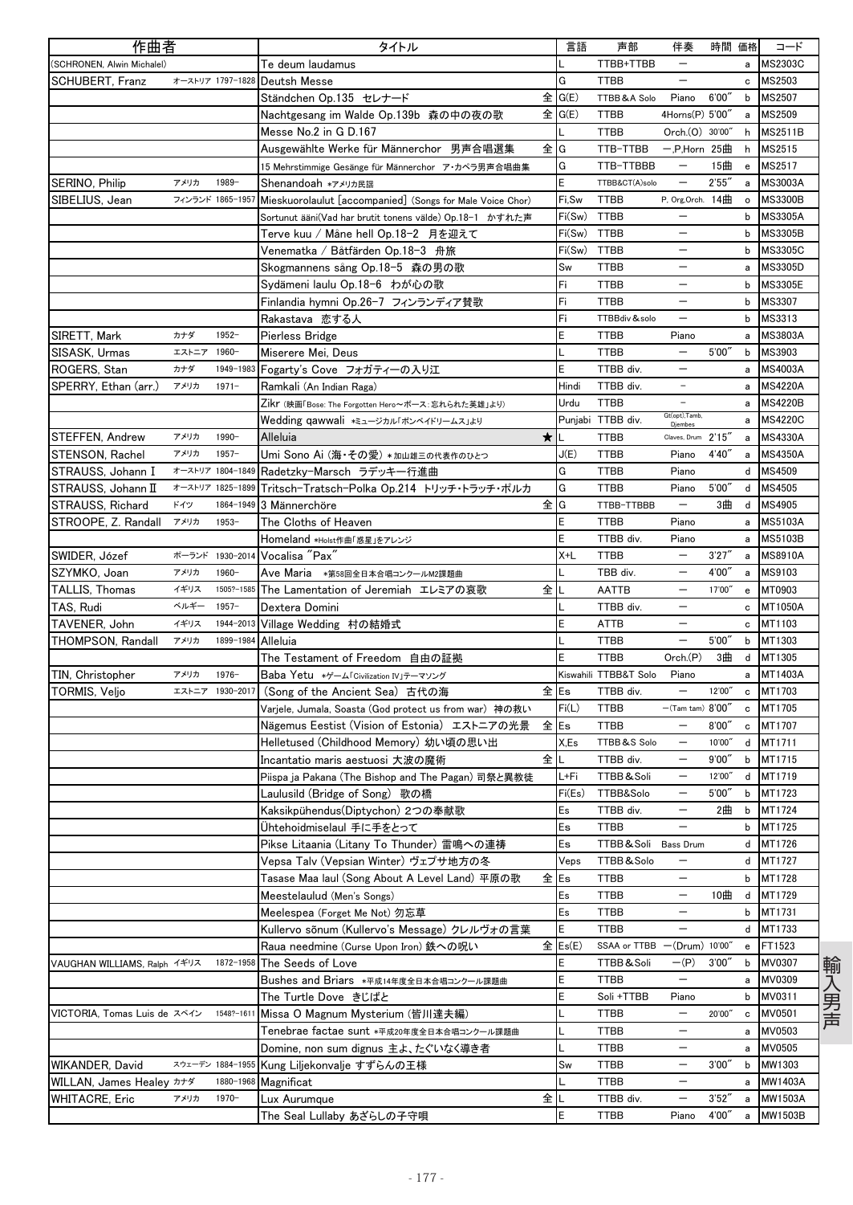| 作曲者 | | | タイトル | | 言語 | 声部 | 伴奏 | 時間 | 価格 | コード |
|---|---|---|---|---|---|---|---|---|---|---|
| (SCHRONEN, Alwin Michalel) | | | Te deum laudamus | | L | TTBB+TTBB | ー | | a | MS2303C |
| SCHUBERT, Franz | オーストリア | 1797-1828 | Deutsh Messe | | G | TTBB | ー | | c | MS2503 |
| | | | Ständchen Op.135 セレナード | 全 | G(E) | TTBB&A Solo | Piano | 6'00" | b | MS2507 |
| | | | Nachtgesang im Walde Op.139b 森の中の夜の歌 | 全 | G(E) | TTBB | 4Horns(P) | 5'00" | a | MS2509 |
| | | | Messe No.2 in G D.167 | | L | TTBB | Orch.(O) | 30'00" | h | MS2511B |
| | | | Ausgewählte Werke für Männerchor 男声合唱選集 | 全 | G | TTB-TTBB | ー,P,Horn | 25曲 | h | MS2515 |
| | | | 15 Mehrstimmige Gesänge für Männerchor ア・カペラ男声合唱曲集 | | G | TTB-TTBBB | ー | 15曲 | e | MS2517 |
| SERINO, Philip | アメリカ | 1989- | Shenandoah *アメリカ民謡 | | E | TTBB&CT(A)solo | ー | 2'55" | a | MS3003A |
| SIBELIUS, Jean | フィンランド | 1865-1957 | Mieskuorolaulut [accompanied] (Songs for Male Voice Chor) | | Fi,Sw | TTBB | P, Org,Orch. | 14曲 | o | MS3300B |
| | | | Sortunut ääni(Vad har brutit tonens välde) Op.18-1 かすれた声 | | Fi(Sw) | TTBB | ー | | b | MS3305A |
| | | | Terve kuu / Måne hell Op.18-2 月を迎えて | | Fi(Sw) | TTBB | ー | | b | MS3305B |
| | | | Venematka / Båtfärden Op.18-3 舟旅 | | Fi(Sw) | TTBB | ー | | b | MS3305C |
| | | | Skogmannens sång Op.18-5 森の男の歌 | | Sw | TTBB | ー | | a | MS3305D |
| | | | Sydämeni laulu Op.18-6 わが心の歌 | | Fi | TTBB | ー | | b | MS3305E |
| | | | Finlandia hymni Op.26-7 フィンランディア賛歌 | | Fi | TTBB | ー | | b | MS3307 |
| | | | Rakastava 恋する人 | | Fi | TTBBdiv.&solo | ー | | b | MS3313 |
| SIRETT, Mark | カナダ | 1952- | Pierless Bridge | | E | TTBB | Piano | | a | MS3803A |
| SISASK, Urmas | エストニア | 1960- | Miserere Mei, Deus | | L | TTBB | ー | 5'00" | b | MS3903 |
| ROGERS, Stan | カナダ | 1949-1983 | Fogarty's Cove フォガティーの入り江 | | E | TTBB div. | ー | | a | MS4003A |
| SPERRY, Ethan (arr.) | アメリカ | 1971- | Ramkali (An Indian Raga) | | Hindi | TTBB div. | ー | | a | MS4220A |
| | | | Zikr (映画「Bose: The Forgotten Hero〜ボース：忘れられた英雄」より) | | Urdu | TTBB | ー | | a | MS4220B |
| | | | Wedding qawwali *ミュージカル「ボンベイドリームス」より | | Punjabi | TTBB div. | Gt(opt),Tamb, Djembes | | a | MS4220C |
| STEFFEN, Andrew | アメリカ | 1990- | Alleluia | ★ | L | TTBB | Claves, Drum | 2'15" | a | MS4330A |
| STENSON, Rachel | アメリカ | 1957- | Umi Sono Ai (海・その愛) *加山雄三の代表作のひとつ | | J(E) | TTBB | Piano | 4'40" | a | MS4350A |
| STRAUSS, Johann I | オーストリア | 1804-1849 | Radetzky-Marsch ラデツキー行進曲 | | G | TTBB | Piano | | d | MS4509 |
| STRAUSS, Johann II | オーストリア | 1825-1899 | Tritsch-Tratsch-Polka Op.214 トリッチ・トラッチ・ポルカ | | G | TTBB | Piano | 5'00" | d | MS4505 |
| STRAUSS, Richard | ドイツ | 1864-1949 | 3 Männerchöre | 全 | G | TTBB-TTBBB | ー | 3曲 | d | MS4905 |
| STROOPE, Z. Randall | アメリカ | 1953- | The Cloths of Heaven | | E | TTBB | Piano | | a | MS5103A |
| | | | Homeland *Holst作曲「惑星」をアレンジ | | E | TTBB div. | Piano | | a | MS5103B |
| SWIDER, Józef | ポーランド | 1930-2014 | Vocalisa "Pax" | | X+L | TTBB | ー | 3'27" | a | MS8910A |
| SZYMKO, Joan | アメリカ | 1960- | Ave Maria *第58回全日本合唱コンクールM2課題曲 | | L | TBB div. | ー | 4'00" | a | MS9103 |
| TALLIS, Thomas | イギリス | 1505?-1585 | The Lamentation of Jeremiah エレミアの哀歌 | 全 | L | AATTB | ー | 17'00" | e | MT0903 |
| TAS, Rudi | ベルギー | 1957- | Dextera Domini | | L | TTBB div. | ー | | c | MT1050A |
| TAVENER, John | イギリス | 1944-2013 | Village Wedding 村の結婚式 | | E | ATTB | ー | | c | MT1103 |
| THOMPSON, Randall | アメリカ | 1899-1984 | Alleluia | | L | TTBB | ー | 5'00" | b | MT1303 |
| | | | The Testament of Freedom 自由の証拠 | | E | TTBB | Orch.(P) | 3曲 | d | MT1305 |
| TIN, Christopher | アメリカ | 1976- | Baba Yetu *ゲーム「Civilization IV」テーマソング | | Kiswahili | TTBB&T Solo | Piano | | a | MT1403A |
| TORMIS, Veljo | エストニア | 1930-2017 | (Song of the Ancient Sea) 古代の海 | 全 | Es | TTBB div. | ー | 12'00" | c | MT1703 |
| | | | Varjele, Jumala, Soasta (God protect us from war) 神の救い | | Fi(L) | TTBB | ー(Tam tam) | 8'00" | c | MT1705 |
| | | | Nägemus Eestist (Vision of Estonia) エストニアの光景 | 全 | Es | TTBB | ー | 8'00" | c | MT1707 |
| | | | Helletused (Childhood Memory) 幼い頃の思い出 | | X,Es | TTBB&S Solo | ー | 10'00" | d | MT1711 |
| | | | Incantatio maris aestuosi 大波の魔術 | 全 | L | TTBB div. | ー | 9'00" | b | MT1715 |
| | | | Piispa ja Pakana (The Bishop and The Pagan) 司祭と異教徒 | | L+Fi | TTBB&Soli | ー | 12'00" | d | MT1719 |
| | | | Laulusild (Bridge of Song) 歌の橋 | | Fi(Es) | TTBB&Solo | ー | 5'00" | b | MT1723 |
| | | | Kaksikpühendus(Diptychon) 2つの奉献歌 | | Es | TTBB div. | ー | 2曲 | b | MT1724 |
| | | | Ühtehoidmiselaul 手に手をとって | | Es | TTBB | ー | | b | MT1725 |
| | | | Pikse Litaania (Litany To Thunder) 雷鳴への連祷 | | Es | TTBB&Soli | Bass Drum | | d | MT1726 |
| | | | Vepsa Talv (Vepsian Winter) ヴェプサ地方の冬 | | Veps | TTBB&Solo | ー | | d | MT1727 |
| | | | Tasase Maa laul (Song About A Level Land) 平原の歌 | 全 | Es | TTBB | ー | | b | MT1728 |
| | | | Meestelaulud (Men's Songs) | | Es | TTBB | ー | 10曲 | d | MT1729 |
| | | | Meelespea (Forget Me Not) 勿忘草 | | Es | TTBB | ー | | b | MT1731 |
| | | | Kullervo sõnum (Kullervo's Message) クレルヴォの言葉 | | E | TTBB | ー | | d | MT1733 |
| | | | Raua needmine (Curse Upon Iron) 鉄への呪い | 全 | Es(E) | SSAA or TTBB | ー(Drum) | 10'00" | e | FT1523 |
| VAUGHAN WILLIAMS, Ralph | イギリス | 1872-1958 | The Seeds of Love | | E | TTBB&Soli | ー(P) | 3'00" | b | MV0307 |
| | | | Bushes and Briars *平成14年度全日本合唱コンクール課題曲 | | E | TTBB | ー | | a | MV0309 |
| | | | The Turtle Dove きじばと | | E | Soli +TTBB | Piano | | b | MV0311 |
| VICTORIA, Tomas Luis de | スペイン | 1548?-1611 | Missa O Magnum Mysterium (皆川達夫編) | | L | TTBB | ー | 20'00" | c | MV0501 |
| | | | Tenebrae factae sunt *平成20年度全日本合唱コンクール課題曲 | | L | TTBB | ー | | a | MV0503 |
| | | | Domine, non sum dignus 主よ、たぐいなく導き者 | | L | TTBB | ー | | a | MV0505 |
| WIKANDER, David | スウェーデン | 1884-1955 | Kung Liljekonvalje すずらんの王様 | | Sw | TTBB | ー | 3'00" | b | MW1303 |
| WILLAN, James Healey | カナダ | 1880-1968 | Magnificat | | L | TTBB | ー | | a | MW1403A |
| WHITACRE, Eric | アメリカ | 1970- | Lux Aurumque | 全 | L | TTBB div. | ー | 3'52" | a | MW1503A |
| | | | The Seal Lullaby あざらしの子守唄 | | E | TTBB | Piano | 4'00" | a | MW1503B |

輸入男声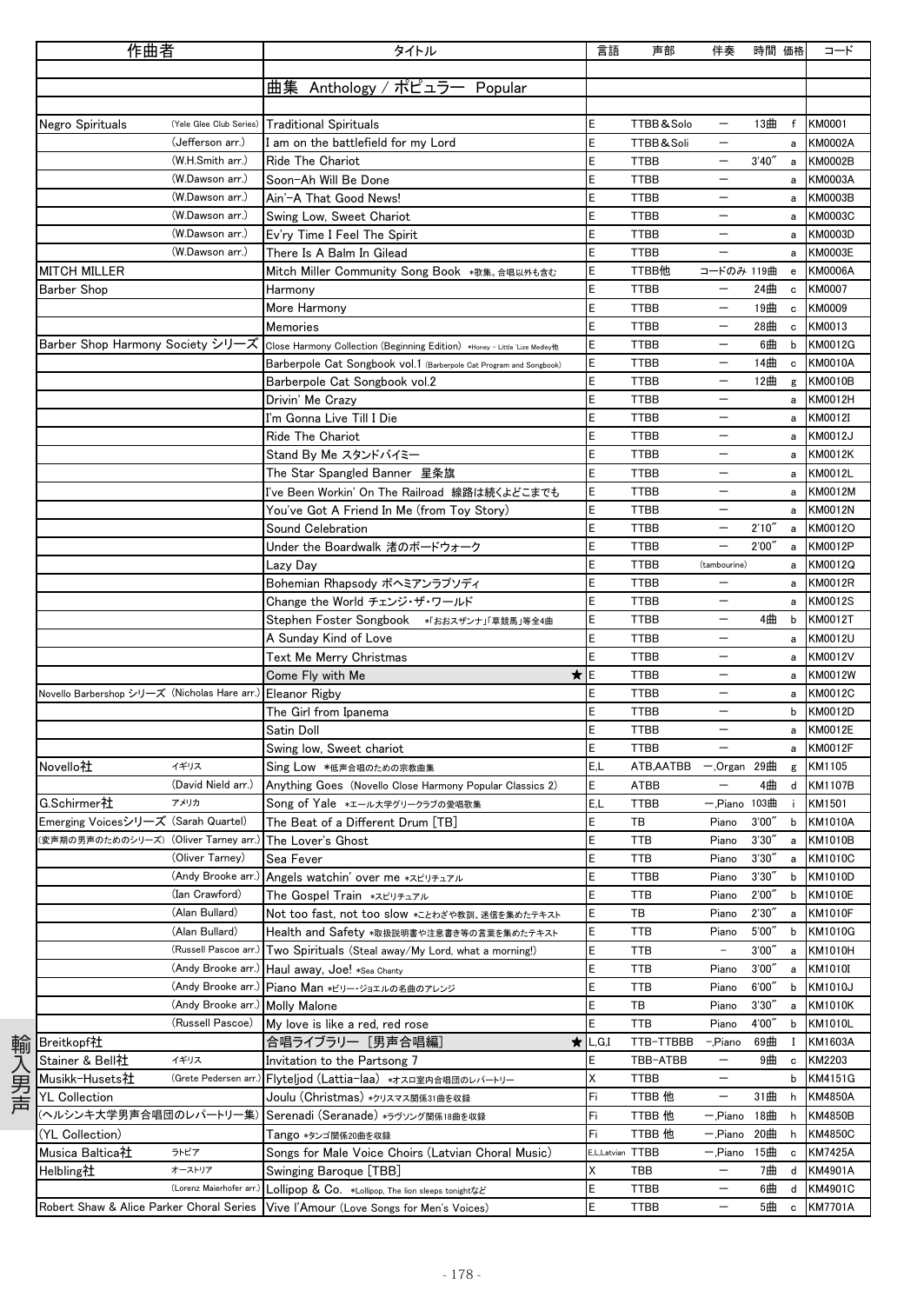| 作曲者 | | タイトル | 言語 | 声部 | 伴奏 | 時間 | 価格 | コード |
|---|---|---|---|---|---|---|---|---|
| | | | | | | | | |
| | | 曲集 Anthology / ポピュラー Popular | | | | | | |
| | | | | | | | | |
| Negro Spirituals | (Yele Glee Club Series) | Traditional Spirituals | E | TTBB&Solo | ─ | 13曲 | f | KM0001 |
| | (Jefferson arr.) | I am on the battlefield for my Lord | E | TTBB&Soli | ─ | | a | KM0002A |
| | (W.H.Smith arr.) | Ride The Chariot | E | TTBB | ─ | 3'40" | a | KM0002B |
| | (W.Dawson arr.) | Soon-Ah Will Be Done | E | TTBB | ─ | | a | KM0003A |
| | (W.Dawson arr.) | Ain'-A That Good News! | E | TTBB | ─ | | a | KM0003B |
| | (W.Dawson arr.) | Swing Low, Sweet Chariot | E | TTBB | ─ | | a | KM0003C |
| | (W.Dawson arr.) | Ev'ry Time I Feel The Spirit | E | TTBB | ─ | | a | KM0003D |
| | (W.Dawson arr.) | There Is A Balm In Gilead | E | TTBB | ─ | | a | KM0003E |
| MITCH MILLER | | Mitch Miller Community Song Book *歌集。合唱以外も含む | E | TTBB他 | コードのみ | 119曲 | e | KM0006A |
| Barber Shop | | Harmony | E | TTBB | ─ | 24曲 | c | KM0007 |
| | | More Harmony | E | TTBB | ─ | 19曲 | c | KM0009 |
| | | Memories | E | TTBB | ─ | 28曲 | c | KM0013 |
| Barber Shop Harmony Society シリーズ | | Close Harmony Collection (Beginning Edition) *Honey - Little 'Lize Medley他 | E | TTBB | ─ | 6曲 | b | KM0012G |
| | | Barberpole Cat Songbook vol.1 (Barberpole Cat Program and Songbook) | E | TTBB | ─ | 14曲 | c | KM0010A |
| | | Barberpole Cat Songbook vol.2 | E | TTBB | ─ | 12曲 | g | KM0010B |
| | | Drivin' Me Crazy | E | TTBB | ─ | | a | KM0012H |
| | | I'm Gonna Live Till I Die | E | TTBB | ─ | | a | KM0012I |
| | | Ride The Chariot | E | TTBB | ─ | | a | KM0012J |
| | | Stand By Me スタンドバイミー | E | TTBB | ─ | | a | KM0012K |
| | | The Star Spangled Banner 星条旗 | E | TTBB | ─ | | a | KM0012L |
| | | I've Been Workin' On The Railroad 線路は続くよどこまでも | E | TTBB | ─ | | a | KM0012M |
| | | You've Got A Friend In Me (from Toy Story) | E | TTBB | ─ | | a | KM0012N |
| | | Sound Celebration | E | TTBB | ─ | 2'10" | a | KM0012O |
| | | Under the Boardwalk 渚のボードウォーク | E | TTBB | ─ | 2'00" | a | KM0012P |
| | | Lazy Day | E | TTBB | (tambourine) | | a | KM0012Q |
| | | Bohemian Rhapsody ボヘミアンラプソディ | E | TTBB | ─ | | a | KM0012R |
| | | Change the World チェンジ・ザ・ワールド | E | TTBB | ─ | | a | KM0012S |
| | | Stephen Foster Songbook *「おおスザンナ」「草競馬」等全4曲 | E | TTBB | ─ | 4曲 | b | KM0012T |
| | | A Sunday Kind of Love | E | TTBB | ─ | | a | KM0012U |
| | | Text Me Merry Christmas | E | TTBB | ─ | | a | KM0012V |
| | | Come Fly with Me ★ | E | TTBB | ─ | | a | KM0012W |
| Novello Barbershop シリーズ | (Nicholas Hare arr.) | Eleanor Rigby | E | TTBB | ─ | | a | KM0012C |
| | | The Girl from Ipanema | E | TTBB | ─ | | b | KM0012D |
| | | Satin Doll | E | TTBB | ─ | | a | KM0012E |
| | | Swing low, Sweet chariot | E | TTBB | ─ | | a | KM0012F |
| Novello社 | イギリス | Sing Low *低声合唱のための宗教曲集 | E,L | ATB,AATBB | ─,Organ | 29曲 | g | KM1105 |
| | (David Nield arr.) | Anything Goes (Novello Close Harmony Popular Classics 2) | E | ATBB | ─ | 4曲 | d | KM1107B |
| G.Schirmer社 | アメリカ | Song of Yale *エール大学グリークラブの愛唱歌集 | E,L | TTBB | ─,Piano | 103曲 | i | KM1501 |
| Emerging Voicesシリーズ | (Sarah Quartel) | The Beat of a Different Drum [TB] | E | TB | Piano | 3'00" | b | KM1010A |
| (変声期の男声のためのシリーズ) | (Oliver Tarney arr.) | The Lover's Ghost | E | TTB | Piano | 3'30" | a | KM1010B |
| | (Oliver Tarney) | Sea Fever | E | TTB | Piano | 3'30" | a | KM1010C |
| | (Andy Brooke arr.) | Angels watchin' over me *スピリチュアル | E | TTBB | Piano | 3'30" | b | KM1010D |
| | (Ian Crawford) | The Gospel Train *スピリチュアル | E | TTB | Piano | 2'00" | b | KM1010E |
| | (Alan Bullard) | Not too fast, not too slow *ことわざや教訓、迷信を集めたテキスト | E | TB | Piano | 2'30" | a | KM1010F |
| | (Alan Bullard) | Health and Safety *取扱説明書や注意書き等の言葉を集めたテキスト | E | TTB | Piano | 5'00" | b | KM1010G |
| | (Russell Pascoe arr.) | Two Spirituals (Steal away/My Lord, what a morning!) | E | TTB | - | 3'00" | a | KM1010H |
| | (Andy Brooke arr.) | Haul away, Joe! *Sea Chanty | E | TTB | Piano | 3'00" | a | KM1010I |
| | (Andy Brooke arr.) | Piano Man *ビリー・ジョエルの名曲のアレンジ | E | TTB | Piano | 6'00" | b | KM1010J |
| | (Andy Brooke arr.) | Molly Malone | E | TB | Piano | 3'30" | a | KM1010K |
| | (Russell Pascoe) | My love is like a red, red rose | E | TTB | Piano | 4'00" | b | KM1010L |
| Breitkopf社 | | 合唱ライブラリー [男声合唱編] ★ | L,G,I | TTB-TTBBB | -,Piano | 69曲 | I | KM1603A |
| Stainer & Bell社 | イギリス | Invitation to the Partsong 7 | E | TBB-ATBB | ─ | 9曲 | c | KM2203 |
| Musikk-Husets社 | (Grete Pedersen arr.) | Flyteljod (Lattia-laa) *オスロ室内合唱団のレパートリー | X | TTBB | ─ | | b | KM4151G |
| YL Collection | | Joulu (Christmas) *クリスマス関係31曲を収録 | Fi | TTBB 他 | ─ | 31曲 | h | KM4850A |
| (ヘルシンキ大学男声合唱団のレパートリー集) | | Serenadi (Seranade) *ラヴソング関係18曲を収録 | Fi | TTBB 他 | ─,Piano | 18曲 | h | KM4850B |
| (YL Collection) | | Tango *タンゴ関係20曲を収録 | Fi | TTBB 他 | ─,Piano | 20曲 | h | KM4850C |
| Musica Baltica社 | ラトビア | Songs for Male Voice Choirs (Latvian Choral Music) | E,L,Latvian | TTBB | ─,Piano | 15曲 | c | KM7425A |
| Helbling社 | オーストリア | Swinging Baroque [TBB] | X | TBB | ─ | 7曲 | d | KM4901A |
| | (Lorenz Maierhofer arr.) | Lollipop & Co. *Lollipop, The lion sleeps tonightなど | E | TTBB | ─ | 6曲 | d | KM4901C |
| Robert Shaw & Alice Parker Choral Series | | Vive l'Amour (Love Songs for Men's Voices) | E | TTBB | ─ | 5曲 | c | KM7701A |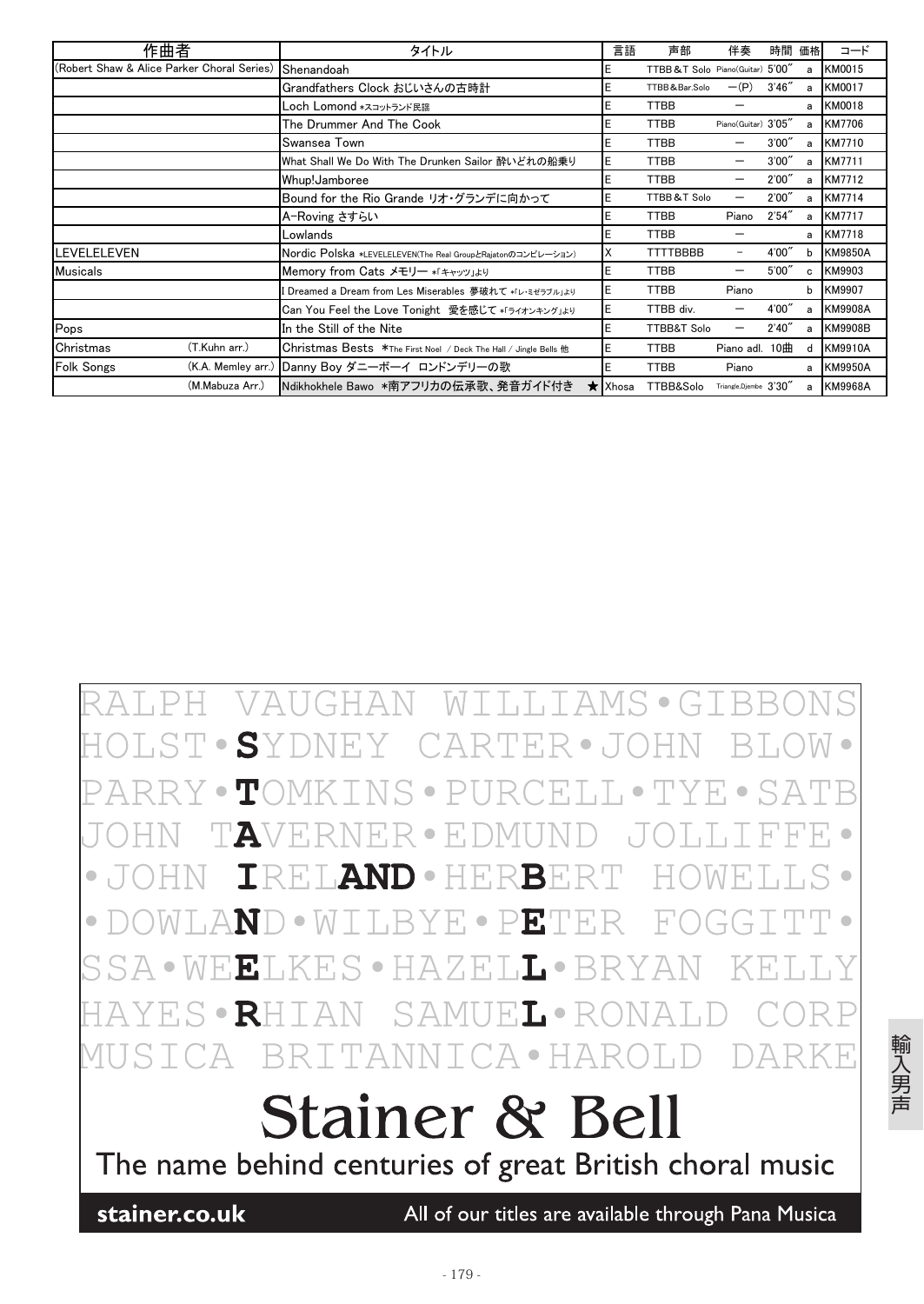| 作曲者 | | タイトル | 言語 | 声部 | 伴奏 | 時間 | 価格 | コード |
|---|---|---|---|---|---|---|---|---|
| (Robert Shaw & Alice Parker Choral Series) | | Shenandoah | E | TTBB＆T Solo | Piano(Guitar) | 5'00" | a | KM0015 |
| | | Grandfathers Clock おじいさんの古時計 | E | TTBB＆Bar.Solo | ー(P) | 3'46" | a | KM0017 |
| | | Loch Lomond *スコットランド民謡 | E | TTBB | ー | | a | KM0018 |
| | | The Drummer And The Cook | E | TTBB | Piano(Guitar) | 3'05" | a | KM7706 |
| | | Swansea Town | E | TTBB | ー | 3'00" | a | KM7710 |
| | | What Shall We Do With The Drunken Sailor 酔いどれの船乗り | E | TTBB | ー | 3'00" | a | KM7711 |
| | | Whup!Jamboree | E | TTBB | ー | 2'00" | a | KM7712 |
| | | Bound for the Rio Grande リオ・グランデに向かって | E | TTBB＆T Solo | ー | 2'00" | a | KM7714 |
| | | A-Roving さすらい | E | TTBB | Piano | 2'54" | a | KM7717 |
| | | Lowlands | E | TTBB | ー | | a | KM7718 |
| LEVELELEVEN | | Nordic Polska *LEVELELEVEN(The Real GroupとRajatonのコンビレーション) | X | TTTTBBBB | - | 4'00" | b | KM9850A |
| Musicals | | Memory from Cats メモリー *「キャッツ」より | E | TTBB | ー | 5'00" | c | KM9903 |
| | | I Dreamed a Dream from Les Miserables 夢破れて *「レ・ミゼラブル」より | E | TTBB | Piano | | b | KM9907 |
| | | Can You Feel the Love Tonight 愛を感じて *「ライオンキング」より | E | TTBB div. | ー | 4'00" | a | KM9908A |
| Pops | | In the Still of the Nite | E | TTBB&T Solo | ー | 2'40" | a | KM9908B |
| Christmas | (T.Kuhn arr.) | Christmas Bests *The First Noel / Deck The Hall / Jingle Bells 他 | E | TTBB | Piano adl. | 10曲 | d | KM9910A |
| Folk Songs | (K.A. Memley arr.) | Danny Boy ダニーボーイ ロンドンデリーの歌 | E | TTBB | Piano | | a | KM9950A |
| | (M.Mabuza Arr.) | Ndikhokhele Bawo *南アフリカの伝承歌、発音ガイド付き ★ | Xhosa | TTBB&Solo | Triangle,Djembe | 3'30" | a | KM9968A |

RALPH VAUGHAN WILLIAMS • GIBBONS
HOLST • SYDNEY CARTER • JOHN BLOW •
PARRY • TOMKINS • PURCELL • TYE • SATB
JOHN TAVERNER • EDMUND JOLLIFFE •
• JOHN IRELAND • HERBERT HOWELLS •
• DOWLAND • WILBYE • PETER FOGGITT •
SSA • WEELKES • HAZELL • BRYAN KELLY
HAYES • RHIAN SAMUEL • RONALD CORP
MUSICA BRITANNICA • HAROLD DARKE

# Stainer & Bell

The name behind centuries of great British choral music

**stainer.co.uk** All of our titles are available through Pana Musica

輸入男声